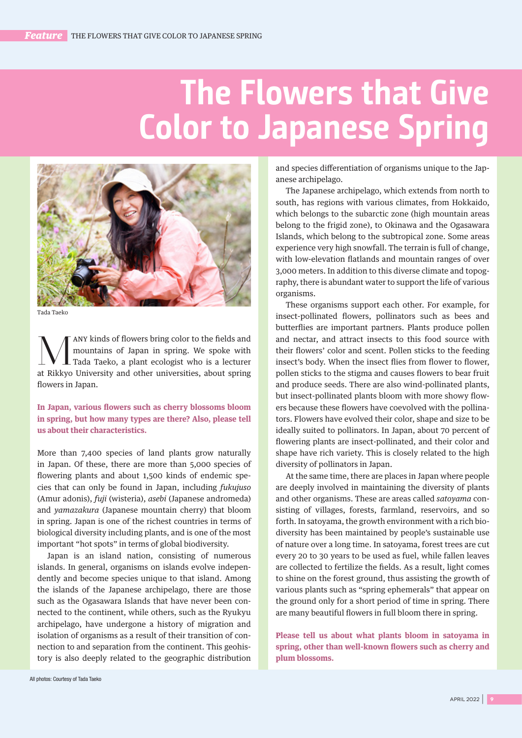# The Flowers that Give Color to Japanese Spring

Tada Taeko

MANY kinds of flowers bring color to the fields and mountains of Japan in spring. We spoke with Tada Taeko, a plant ecologist who is a lecturer at Rikkyo University and other universities, about spring flowers in Japan.

**In Japan, various flowers such as cherry blossoms bloom in spring, but how many types are there? Also, please tell us about their characteristics.**

More than 7,400 species of land plants grow naturally in Japan. Of these, there are more than 5,000 species of flowering plants and about 1,500 kinds of endemic species that can only be found in Japan, including *fukujuso* (Amur adonis), *fuji* (wisteria), *asebi* (Japanese andromeda) and *yamazakura* (Japanese mountain cherry) that bloom in spring. Japan is one of the richest countries in terms of biological diversity including plants, and is one of the most important "hot spots" in terms of global biodiversity.

Japan is an island nation, consisting of numerous islands. In general, organisms on islands evolve independently and become species unique to that island. Among the islands of the Japanese archipelago, there are those such as the Ogasawara Islands that have never been connected to the continent, while others, such as the Ryukyu archipelago, have undergone a history of migration and isolation of organisms as a result of their transition of connection to and separation from the continent. This geohistory is also deeply related to the geographic distribution and species differentiation of organisms unique to the Japanese archipelago.

The Japanese archipelago, which extends from north to south, has regions with various climates, from Hokkaido, which belongs to the subarctic zone (high mountain areas belong to the frigid zone), to Okinawa and the Ogasawara Islands, which belong to the subtropical zone. Some areas experience very high snowfall. The terrain is full of change, with low-elevation flatlands and mountain ranges of over 3,000 meters. In addition to this diverse climate and topography, there is abundant water to support the life of various organisms.

These organisms support each other. For example, for insect-pollinated flowers, pollinators such as bees and butterflies are important partners. Plants produce pollen and nectar, and attract insects to this food source with their flowers' color and scent. Pollen sticks to the feeding insect's body. When the insect flies from flower to flower, pollen sticks to the stigma and causes flowers to bear fruit and produce seeds. There are also wind-pollinated plants, but insect-pollinated plants bloom with more showy flowers because these flowers have coevolved with the pollinators. Flowers have evolved their color, shape and size to be ideally suited to pollinators. In Japan, about 70 percent of flowering plants are insect-pollinated, and their color and shape have rich variety. This is closely related to the high diversity of pollinators in Japan.

At the same time, there are places in Japan where people are deeply involved in maintaining the diversity of plants and other organisms. These are areas called *satoyama* consisting of villages, forests, farmland, reservoirs, and so forth. In satoyama, the growth environment with a rich biodiversity has been maintained by people's sustainable use of nature over a long time. In satoyama, forest trees are cut every 20 to 30 years to be used as fuel, while fallen leaves are collected to fertilize the fields. As a result, light comes to shine on the forest ground, thus assisting the growth of various plants such as "spring ephemerals" that appear on the ground only for a short period of time in spring. There are many beautiful flowers in full bloom there in spring.

**Please tell us about what plants bloom in satoyama in spring, other than well-known flowers such as cherry and plum blossoms.**

All photos: Courtesy of Tada Taeko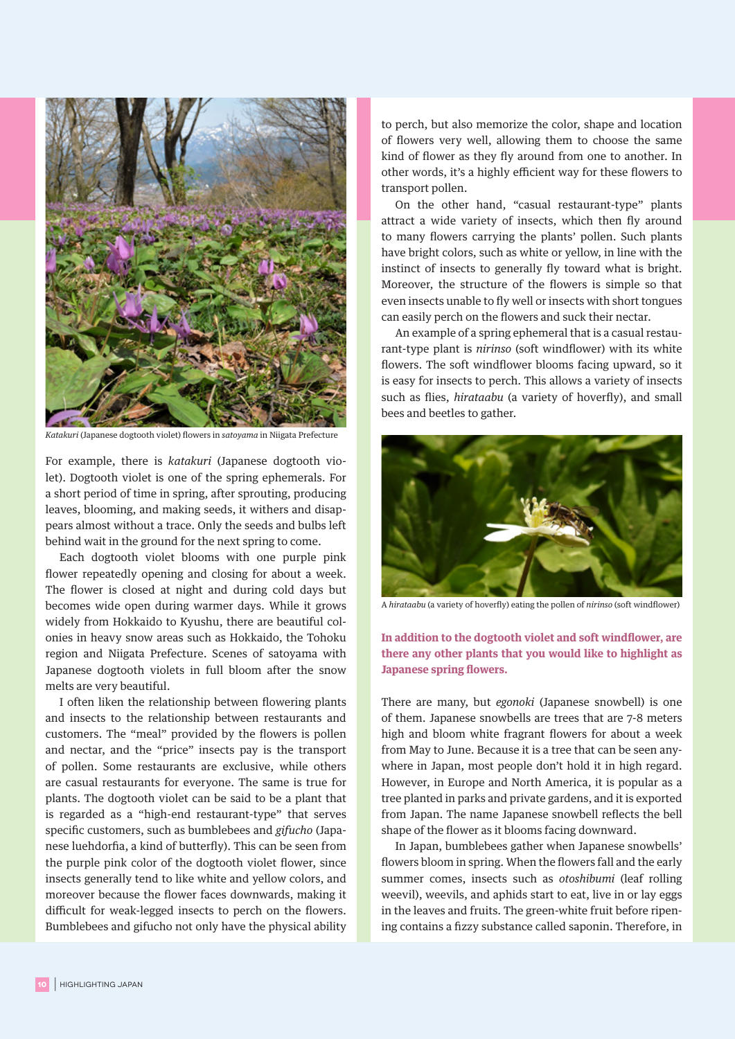*Katakuri* (Japanese dogtooth violet) flowers in *satoyama* in Niigata Prefecture

For example, there is *katakuri* (Japanese dogtooth violet). Dogtooth violet is one of the spring ephemerals. For a short period of time in spring, after sprouting, producing leaves, blooming, and making seeds, it withers and disappears almost without a trace. Only the seeds and bulbs left behind wait in the ground for the next spring to come.

Each dogtooth violet blooms with one purple pink flower repeatedly opening and closing for about a week. The flower is closed at night and during cold days but becomes wide open during warmer days. While it grows widely from Hokkaido to Kyushu, there are beautiful colonies in heavy snow areas such as Hokkaido, the Tohoku region and Niigata Prefecture. Scenes of satoyama with Japanese dogtooth violets in full bloom after the snow melts are very beautiful.

I often liken the relationship between flowering plants and insects to the relationship between restaurants and customers. The "meal" provided by the flowers is pollen and nectar, and the "price" insects pay is the transport of pollen. Some restaurants are exclusive, while others are casual restaurants for everyone. The same is true for plants. The dogtooth violet can be said to be a plant that is regarded as a "high-end restaurant-type" that serves specific customers, such as bumblebees and *gifucho* (Japanese luehdorfia, a kind of butterfly). This can be seen from the purple pink color of the dogtooth violet flower, since insects generally tend to like white and yellow colors, and moreover because the flower faces downwards, making it difficult for weak-legged insects to perch on the flowers. Bumblebees and gifucho not only have the physical ability to perch, but also memorize the color, shape and location of flowers very well, allowing them to choose the same kind of flower as they fly around from one to another. In other words, it's a highly efficient way for these flowers to transport pollen.

On the other hand, "casual restaurant-type" plants attract a wide variety of insects, which then fly around to many flowers carrying the plants' pollen. Such plants have bright colors, such as white or yellow, in line with the instinct of insects to generally fly toward what is bright. Moreover, the structure of the flowers is simple so that even insects unable to fly well or insects with short tongues can easily perch on the flowers and suck their nectar.

An example of a spring ephemeral that is a casual restaurant-type plant is *nirinso* (soft windflower) with its white flowers. The soft windflower blooms facing upward, so it is easy for insects to perch. This allows a variety of insects such as flies, *hirataabu* (a variety of hoverfly), and small bees and beetles to gather.

A *hirataabu* (a variety of hoverfly) eating the pollen of *nirinso* (soft windflower)

**In addition to the dogtooth violet and soft windflower, are there any other plants that you would like to highlight as Japanese spring flowers.**

There are many, but *egonoki* (Japanese snowbell) is one of them. Japanese snowbells are trees that are 7-8 meters high and bloom white fragrant flowers for about a week from May to June. Because it is a tree that can be seen anywhere in Japan, most people don't hold it in high regard. However, in Europe and North America, it is popular as a tree planted in parks and private gardens, and it is exported from Japan. The name Japanese snowbell reflects the bell shape of the flower as it blooms facing downward.

In Japan, bumblebees gather when Japanese snowbells' flowers bloom in spring. When the flowers fall and the early summer comes, insects such as *otoshibumi* (leaf rolling weevil), weevils, and aphids start to eat, live in or lay eggs in the leaves and fruits. The green-white fruit before ripening contains a fizzy substance called saponin. Therefore, in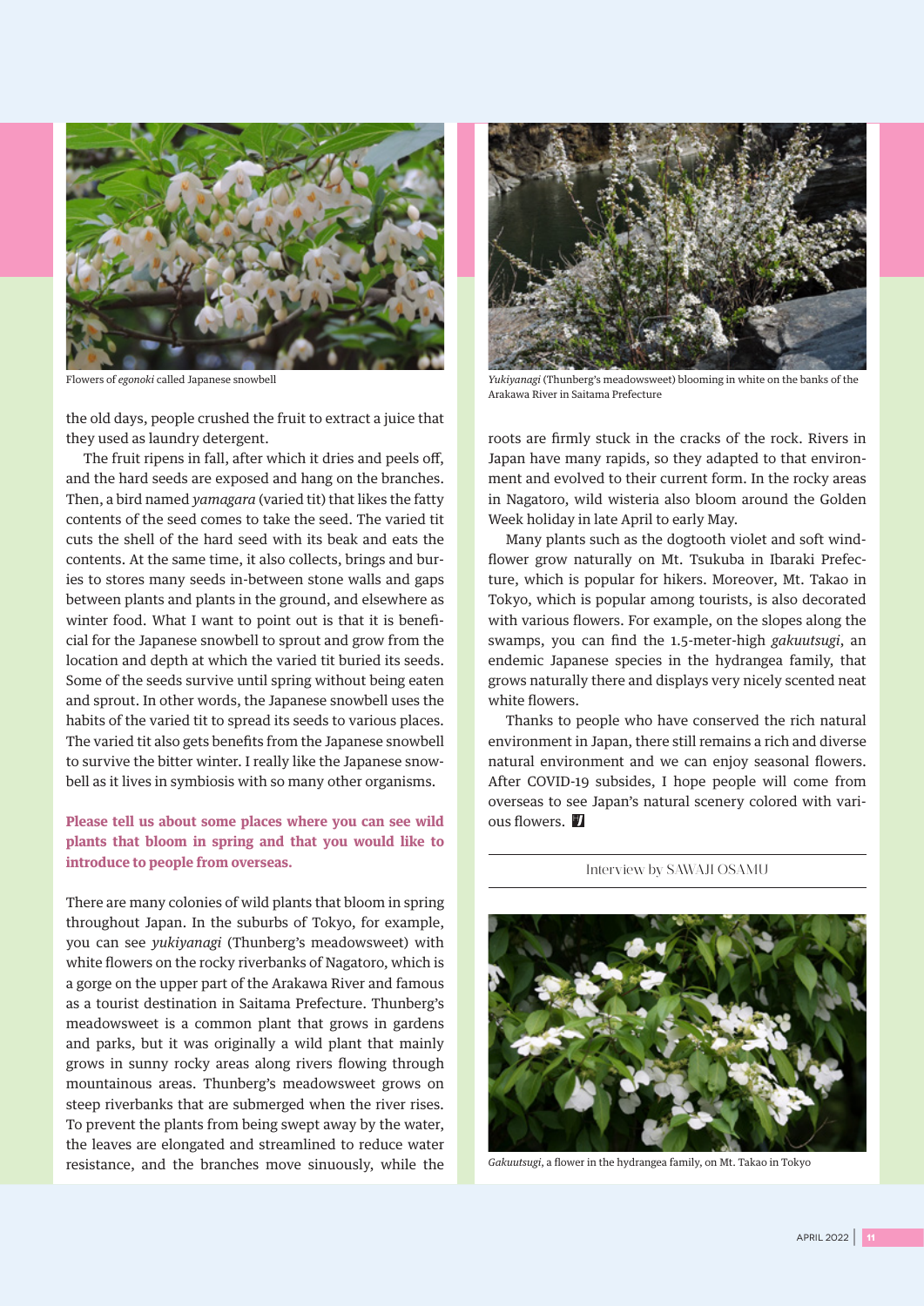Flowers of *egonoki* called Japanese snowbell

*Yukiyanagi* (Thunberg's meadowsweet) blooming in white on the banks of the Arakawa River in Saitama Prefecture

the old days, people crushed the fruit to extract a juice that they used as laundry detergent.

The fruit ripens in fall, after which it dries and peels off, and the hard seeds are exposed and hang on the branches. Then, a bird named *yamagara* (varied tit) that likes the fatty contents of the seed comes to take the seed. The varied tit cuts the shell of the hard seed with its beak and eats the contents. At the same time, it also collects, brings and buries to stores many seeds in-between stone walls and gaps between plants and plants in the ground, and elsewhere as winter food. What I want to point out is that it is beneficial for the Japanese snowbell to sprout and grow from the location and depth at which the varied tit buried its seeds. Some of the seeds survive until spring without being eaten and sprout. In other words, the Japanese snowbell uses the habits of the varied tit to spread its seeds to various places. The varied tit also gets benefits from the Japanese snowbell to survive the bitter winter. I really like the Japanese snowbell as it lives in symbiosis with so many other organisms.

**Please tell us about some places where you can see wild plants that bloom in spring and that you would like to introduce to people from overseas.**

There are many colonies of wild plants that bloom in spring throughout Japan. In the suburbs of Tokyo, for example, you can see *yukiyanagi* (Thunberg's meadowsweet) with white flowers on the rocky riverbanks of Nagatoro, which is a gorge on the upper part of the Arakawa River and famous as a tourist destination in Saitama Prefecture. Thunberg's meadowsweet is a common plant that grows in gardens and parks, but it was originally a wild plant that mainly grows in sunny rocky areas along rivers flowing through mountainous areas. Thunberg's meadowsweet grows on steep riverbanks that are submerged when the river rises. To prevent the plants from being swept away by the water, the leaves are elongated and streamlined to reduce water resistance, and the branches move sinuously, while the roots are firmly stuck in the cracks of the rock. Rivers in Japan have many rapids, so they adapted to that environment and evolved to their current form. In the rocky areas in Nagatoro, wild wisteria also bloom around the Golden Week holiday in late April to early May.

Many plants such as the dogtooth violet and soft windflower grow naturally on Mt. Tsukuba in Ibaraki Prefecture, which is popular for hikers. Moreover, Mt. Takao in Tokyo, which is popular among tourists, is also decorated with various flowers. For example, on the slopes along the swamps, you can find the 1.5-meter-high *gakuutsugi*, an endemic Japanese species in the hydrangea family, that grows naturally there and displays very nicely scented neat white flowers.

Thanks to people who have conserved the rich natural environment in Japan, there still remains a rich and diverse natural environment and we can enjoy seasonal flowers. After COVID-19 subsides, I hope people will come from overseas to see Japan's natural scenery colored with various flowers.

Interview by SAWAJI OSAMU

*Gakuutsugi*, a flower in the hydrangea family, on Mt. Takao in Tokyo